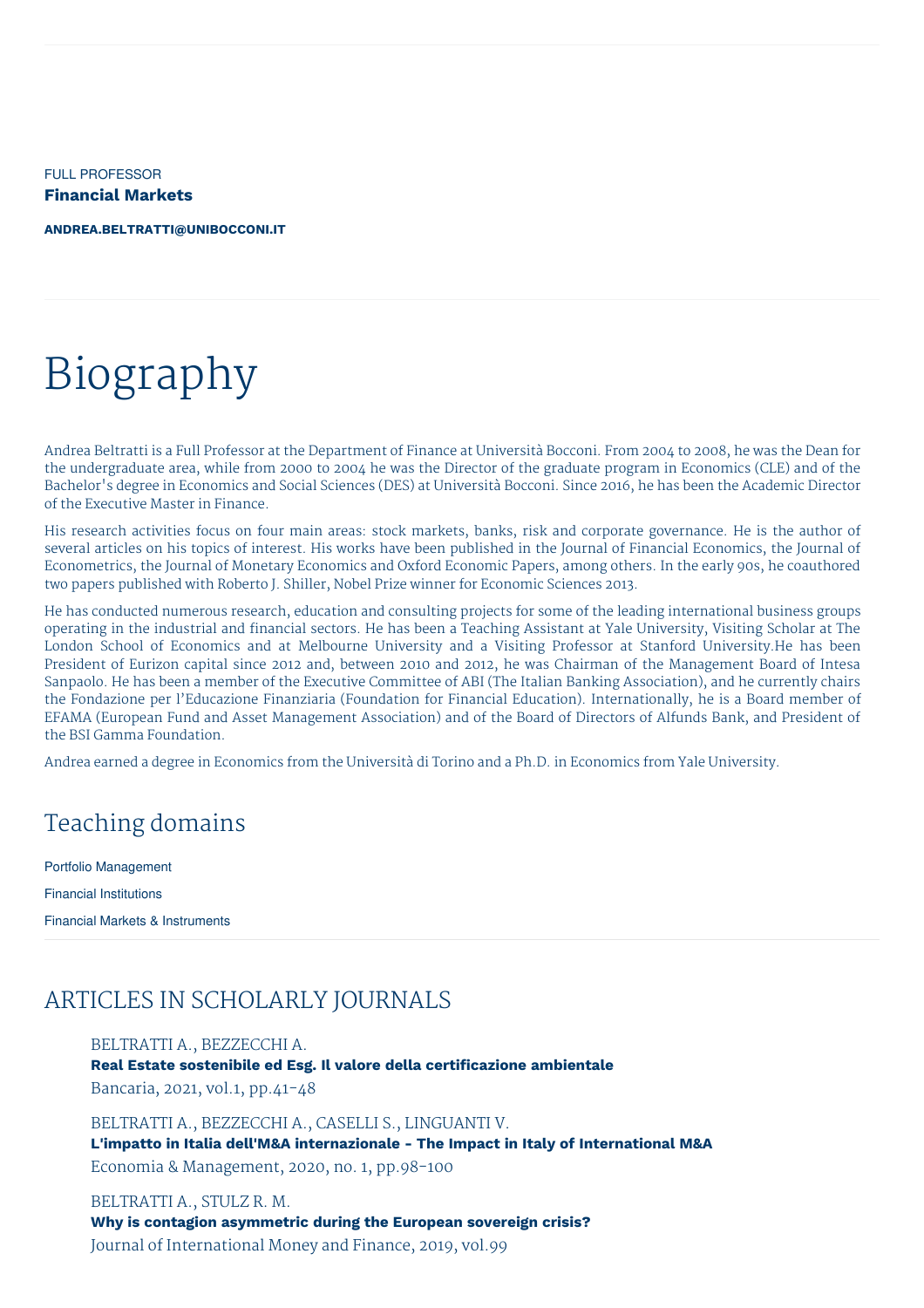FULL PROFESSOR

**Financial Markets**

**ANDREA.BELTRATTI@UNIBOCCONI.IT**

# Biography

Andrea Beltratti is a Full Professor at the Department of Finance at Università Bocconi. From 2004 to 2008, he was the Dean for the undergraduate area, while from 2000 to 2004 he was the Director of the graduate program in Economics (CLE) and of the Bachelor's degree in Economics and Social Sciences (DES) at Università Bocconi. Since 2016, he has been the Academic Director of the Executive Master in Finance.

His research activities focus on four main areas: stock markets, banks, risk and corporate governance. He is the author of several articles on his topics of interest. His works have been published in the Journal of Financial Economics, the Journal of Econometrics, the Journal of Monetary Economics and Oxford Economic Papers, among others. In the early 90s, he coauthored two papers published with Roberto J. Shiller, Nobel Prize winner for Economic Sciences 2013.

He has conducted numerous research, education and consulting projects for some of the leading international business groups operating in the industrial and financial sectors. He has been a Teaching Assistant at Yale University, Visiting Scholar at The London School of Economics and at Melbourne University and a Visiting Professor at Stanford University.He has been President of Eurizon capital since 2012 and, between 2010 and 2012, he was Chairman of the Management Board of Intesa Sanpaolo. He has been a member of the Executive Committee of ABI (The Italian Banking Association), and he currently chairs the Fondazione per l'Educazione Finanziaria (Foundation for Financial Education). Internationally, he is a Board member of EFAMA (European Fund and Asset Management Association) and of the Board of Directors of Alfunds Bank, and President of the BSI Gamma Foundation.

Andrea earned a degree in Economics from the Università di Torino and a Ph.D. in Economics from Yale University.

## Teaching domains

Portfolio Management

Financial Institutions

Financial Markets & Instruments

## ARTICLES IN SCHOLARLY JOURNALS

BELTRATTI A., BEZZECCHI A.
**Real Estate sostenibile ed Esg. Il valore della certificazione ambientale**
Bancaria, 2021, vol.1, pp.41-48

BELTRATTI A., BEZZECCHI A., CASELLI S., LINGUANTI V.
**L'impatto in Italia dell'M&A internazionale - The Impact in Italy of International M&A**
Economia & Management, 2020, no. 1, pp.98-100

BELTRATTI A., STULZ R. M.
**Why is contagion asymmetric during the European sovereign crisis?**
Journal of International Money and Finance, 2019, vol.99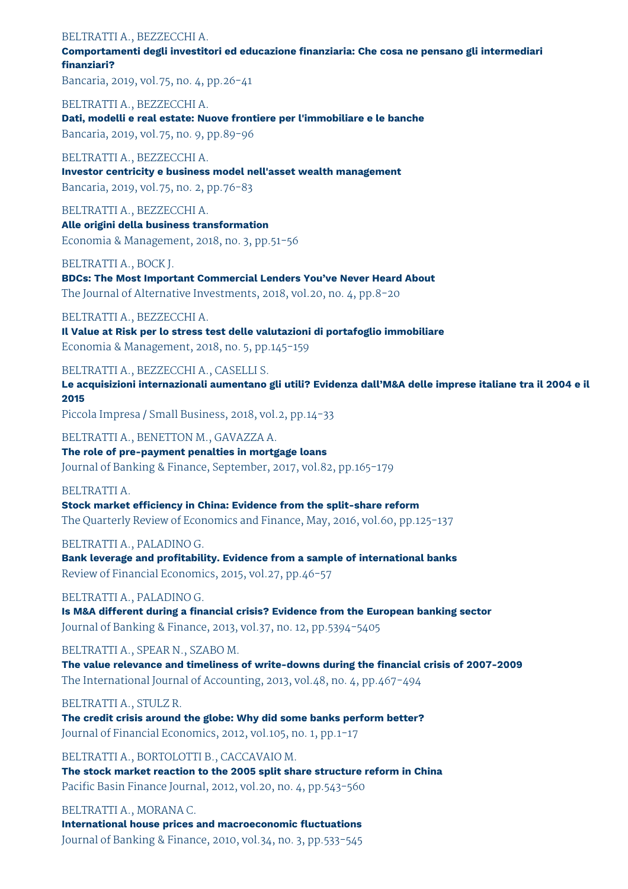BELTRATTI A., BEZZECCHI A.
**Comportamenti degli investitori ed educazione finanziaria: Che cosa ne pensano gli intermediari finanziari?**
Bancaria, 2019, vol.75, no. 4, pp.26-41

BELTRATTI A., BEZZECCHI A.
**Dati, modelli e real estate: Nuove frontiere per l'immobiliare e le banche**
Bancaria, 2019, vol.75, no. 9, pp.89-96

BELTRATTI A., BEZZECCHI A.
**Investor centricity e business model nell'asset wealth management**
Bancaria, 2019, vol.75, no. 2, pp.76-83

BELTRATTI A., BEZZECCHI A.
**Alle origini della business transformation**
Economia & Management, 2018, no. 3, pp.51-56

BELTRATTI A., BOCK J.
**BDCs: The Most Important Commercial Lenders You've Never Heard About**
The Journal of Alternative Investments, 2018, vol.20, no. 4, pp.8-20

BELTRATTI A., BEZZECCHI A.
**Il Value at Risk per lo stress test delle valutazioni di portafoglio immobiliare**
Economia & Management, 2018, no. 5, pp.145-159

BELTRATTI A., BEZZECCHI A., CASELLI S.
**Le acquisizioni internazionali aumentano gli utili? Evidenza dall'M&A delle imprese italiane tra il 2004 e il 2015**
Piccola Impresa / Small Business, 2018, vol.2, pp.14-33

BELTRATTI A., BENETTON M., GAVAZZA A.
**The role of pre-payment penalties in mortgage loans**
Journal of Banking & Finance, September, 2017, vol.82, pp.165-179

BELTRATTI A.
**Stock market efficiency in China: Evidence from the split-share reform**
The Quarterly Review of Economics and Finance, May, 2016, vol.60, pp.125-137

BELTRATTI A., PALADINO G.
**Bank leverage and profitability. Evidence from a sample of international banks**
Review of Financial Economics, 2015, vol.27, pp.46-57

BELTRATTI A., PALADINO G.
**Is M&A different during a financial crisis? Evidence from the European banking sector**
Journal of Banking & Finance, 2013, vol.37, no. 12, pp.5394-5405

BELTRATTI A., SPEAR N., SZABO M.
**The value relevance and timeliness of write-downs during the financial crisis of 2007-2009**
The International Journal of Accounting, 2013, vol.48, no. 4, pp.467-494

BELTRATTI A., STULZ R.
**The credit crisis around the globe: Why did some banks perform better?**
Journal of Financial Economics, 2012, vol.105, no. 1, pp.1-17

BELTRATTI A., BORTOLOTTI B., CACCAVAIO M.
**The stock market reaction to the 2005 split share structure reform in China**
Pacific Basin Finance Journal, 2012, vol.20, no. 4, pp.543-560

BELTRATTI A., MORANA C.
**International house prices and macroeconomic fluctuations**
Journal of Banking & Finance, 2010, vol.34, no. 3, pp.533-545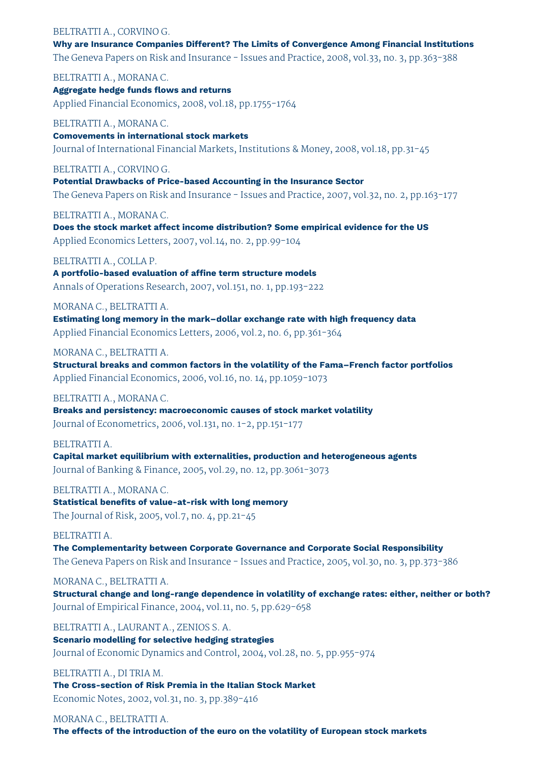BELTRATTI A., CORVINO G.
**Why are Insurance Companies Different? The Limits of Convergence Among Financial Institutions**
The Geneva Papers on Risk and Insurance - Issues and Practice, 2008, vol.33, no. 3, pp.363-388

BELTRATTI A., MORANA C.
**Aggregate hedge funds flows and returns**
Applied Financial Economics, 2008, vol.18, pp.1755-1764

BELTRATTI A., MORANA C.
**Comovements in international stock markets**
Journal of International Financial Markets, Institutions & Money, 2008, vol.18, pp.31-45

BELTRATTI A., CORVINO G.
**Potential Drawbacks of Price-based Accounting in the Insurance Sector**
The Geneva Papers on Risk and Insurance - Issues and Practice, 2007, vol.32, no. 2, pp.163-177

BELTRATTI A., MORANA C.
**Does the stock market affect income distribution? Some empirical evidence for the US**
Applied Economics Letters, 2007, vol.14, no. 2, pp.99-104

BELTRATTI A., COLLA P.
**A portfolio-based evaluation of affine term structure models**
Annals of Operations Research, 2007, vol.151, no. 1, pp.193-222

MORANA C., BELTRATTI A.
**Estimating long memory in the mark–dollar exchange rate with high frequency data**
Applied Financial Economics Letters, 2006, vol.2, no. 6, pp.361-364

MORANA C., BELTRATTI A.
**Structural breaks and common factors in the volatility of the Fama–French factor portfolios**
Applied Financial Economics, 2006, vol.16, no. 14, pp.1059-1073

BELTRATTI A., MORANA C.
**Breaks and persistency: macroeconomic causes of stock market volatility**
Journal of Econometrics, 2006, vol.131, no. 1-2, pp.151-177

BELTRATTI A.
**Capital market equilibrium with externalities, production and heterogeneous agents**
Journal of Banking & Finance, 2005, vol.29, no. 12, pp.3061-3073

BELTRATTI A., MORANA C.
**Statistical benefits of value-at-risk with long memory**
The Journal of Risk, 2005, vol.7, no. 4, pp.21-45

BELTRATTI A.
**The Complementarity between Corporate Governance and Corporate Social Responsibility**
The Geneva Papers on Risk and Insurance - Issues and Practice, 2005, vol.30, no. 3, pp.373-386

MORANA C., BELTRATTI A.
**Structural change and long-range dependence in volatility of exchange rates: either, neither or both?**
Journal of Empirical Finance, 2004, vol.11, no. 5, pp.629-658

BELTRATTI A., LAURANT A., ZENIOS S. A.
**Scenario modelling for selective hedging strategies**
Journal of Economic Dynamics and Control, 2004, vol.28, no. 5, pp.955-974

BELTRATTI A., DI TRIA M.
**The Cross-section of Risk Premia in the Italian Stock Market**
Economic Notes, 2002, vol.31, no. 3, pp.389-416

MORANA C., BELTRATTI A.
**The effects of the introduction of the euro on the volatility of European stock markets**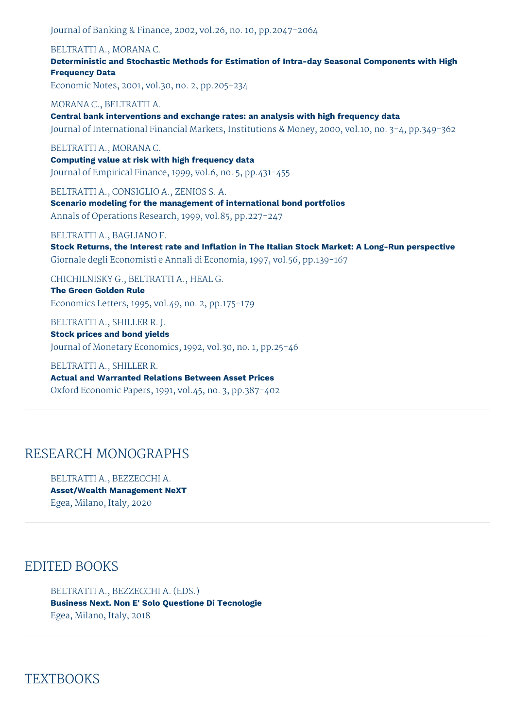Journal of Banking & Finance, 2002, vol.26, no. 10, pp.2047-2064

BELTRATTI A., MORANA C.
**Deterministic and Stochastic Methods for Estimation of Intra-day Seasonal Components with High Frequency Data**
Economic Notes, 2001, vol.30, no. 2, pp.205-234

MORANA C., BELTRATTI A.
**Central bank interventions and exchange rates: an analysis with high frequency data**
Journal of International Financial Markets, Institutions & Money, 2000, vol.10, no. 3-4, pp.349-362

BELTRATTI A., MORANA C.
**Computing value at risk with high frequency data**
Journal of Empirical Finance, 1999, vol.6, no. 5, pp.431-455

BELTRATTI A., CONSIGLIO A., ZENIOS S. A.
**Scenario modeling for the management of international bond portfolios**
Annals of Operations Research, 1999, vol.85, pp.227-247

BELTRATTI A., BAGLIANO F.
**Stock Returns, the Interest rate and Inflation in The Italian Stock Market: A Long-Run perspective**
Giornale degli Economisti e Annali di Economia, 1997, vol.56, pp.139-167

CHICHILNISKY G., BELTRATTI A., HEAL G.
**The Green Golden Rule**
Economics Letters, 1995, vol.49, no. 2, pp.175-179

BELTRATTI A., SHILLER R. J.
**Stock prices and bond yields**
Journal of Monetary Economics, 1992, vol.30, no. 1, pp.25-46

BELTRATTI A., SHILLER R.
**Actual and Warranted Relations Between Asset Prices**
Oxford Economic Papers, 1991, vol.45, no. 3, pp.387-402

## RESEARCH MONOGRAPHS

BELTRATTI A., BEZZECCHI A.
**Asset/Wealth Management NeXT**
Egea, Milano, Italy, 2020

## EDITED BOOKS

BELTRATTI A., BEZZECCHI A. (EDS.)
**Business Next. Non E' Solo Questione Di Tecnologie**
Egea, Milano, Italy, 2018

## TEXTBOOKS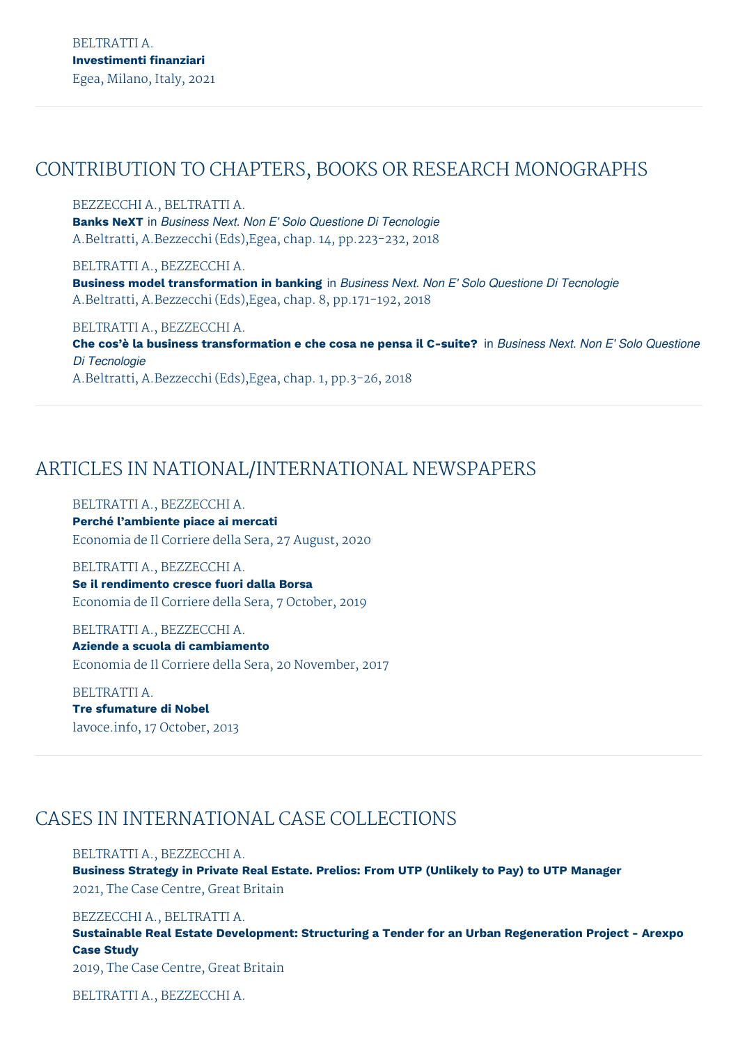BELTRATTI A.
**Investimenti finanziari**
Egea, Milano, Italy, 2021

## CONTRIBUTION TO CHAPTERS, BOOKS OR RESEARCH MONOGRAPHS

BEZZECCHI A., BELTRATTI A.
**Banks NeXT** in *Business Next. Non E' Solo Questione Di Tecnologie*
A.Beltratti, A.Bezzecchi (Eds),Egea, chap. 14, pp.223-232, 2018

BELTRATTI A., BEZZECCHI A.
**Business model transformation in banking** in *Business Next. Non E' Solo Questione Di Tecnologie*
A.Beltratti, A.Bezzecchi (Eds),Egea, chap. 8, pp.171-192, 2018

BELTRATTI A., BEZZECCHI A.
**Che cos'è la business transformation e che cosa ne pensa il C-suite?** in *Business Next. Non E' Solo Questione Di Tecnologie*
A.Beltratti, A.Bezzecchi (Eds),Egea, chap. 1, pp.3-26, 2018

## ARTICLES IN NATIONAL/INTERNATIONAL NEWSPAPERS

BELTRATTI A., BEZZECCHI A.
**Perché l'ambiente piace ai mercati**
Economia de Il Corriere della Sera, 27 August, 2020

BELTRATTI A., BEZZECCHI A.
**Se il rendimento cresce fuori dalla Borsa**
Economia de Il Corriere della Sera, 7 October, 2019

BELTRATTI A., BEZZECCHI A.
**Aziende a scuola di cambiamento**
Economia de Il Corriere della Sera, 20 November, 2017

BELTRATTI A.
**Tre sfumature di Nobel**
lavoce.info, 17 October, 2013

## CASES IN INTERNATIONAL CASE COLLECTIONS

BELTRATTI A., BEZZECCHI A.
**Business Strategy in Private Real Estate. Prelios: From UTP (Unlikely to Pay) to UTP Manager**
2021, The Case Centre, Great Britain

BEZZECCHI A., BELTRATTI A.
**Sustainable Real Estate Development: Structuring a Tender for an Urban Regeneration Project - Arexpo Case Study**
2019, The Case Centre, Great Britain

BELTRATTI A., BEZZECCHI A.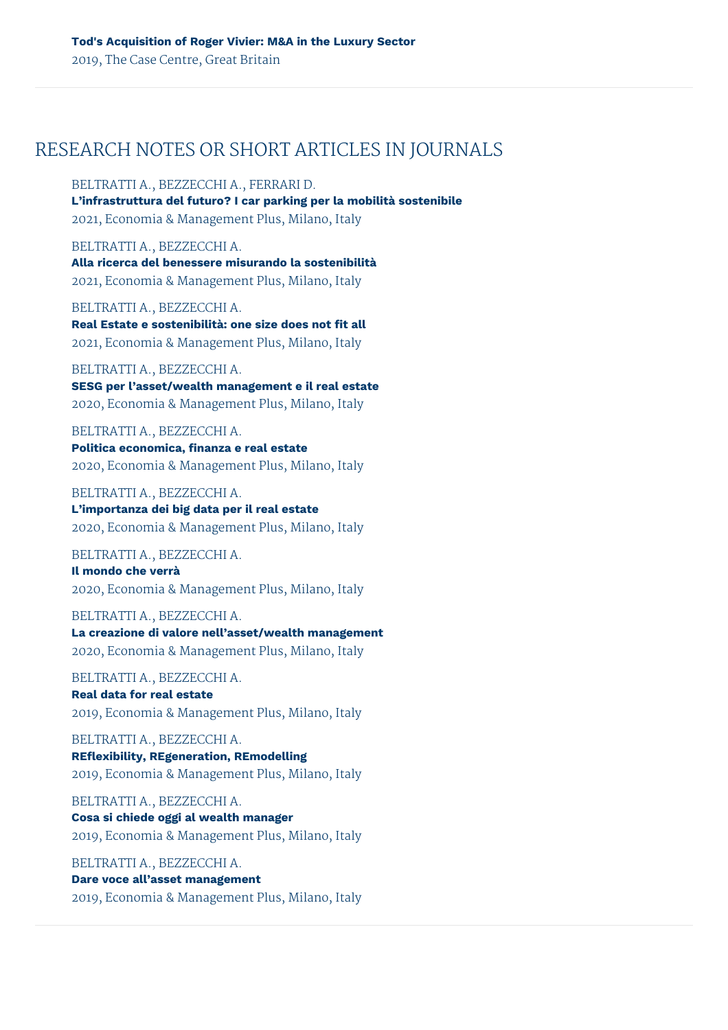**Tod's Acquisition of Roger Vivier: M&A in the Luxury Sector**
2019, The Case Centre, Great Britain

## RESEARCH NOTES OR SHORT ARTICLES IN JOURNALS

BELTRATTI A., BEZZECCHI A., FERRARI D.
**L'infrastruttura del futuro? I car parking per la mobilità sostenibile**
2021, Economia & Management Plus, Milano, Italy

BELTRATTI A., BEZZECCHI A.
**Alla ricerca del benessere misurando la sostenibilità**
2021, Economia & Management Plus, Milano, Italy

BELTRATTI A., BEZZECCHI A.
**Real Estate e sostenibilità: one size does not fit all**
2021, Economia & Management Plus, Milano, Italy

BELTRATTI A., BEZZECCHI A.
**SESG per l'asset/wealth management e il real estate**
2020, Economia & Management Plus, Milano, Italy

BELTRATTI A., BEZZECCHI A.
**Politica economica, finanza e real estate**
2020, Economia & Management Plus, Milano, Italy

BELTRATTI A., BEZZECCHI A.
**L'importanza dei big data per il real estate**
2020, Economia & Management Plus, Milano, Italy

BELTRATTI A., BEZZECCHI A.
**Il mondo che verrà**
2020, Economia & Management Plus, Milano, Italy

BELTRATTI A., BEZZECCHI A.
**La creazione di valore nell'asset/wealth management**
2020, Economia & Management Plus, Milano, Italy

BELTRATTI A., BEZZECCHI A.
**Real data for real estate**
2019, Economia & Management Plus, Milano, Italy

BELTRATTI A., BEZZECCHI A.
**REflexibility, REgeneration, REmodelling**
2019, Economia & Management Plus, Milano, Italy

BELTRATTI A., BEZZECCHI A.
**Cosa si chiede oggi al wealth manager**
2019, Economia & Management Plus, Milano, Italy

BELTRATTI A., BEZZECCHI A.
**Dare voce all'asset management**
2019, Economia & Management Plus, Milano, Italy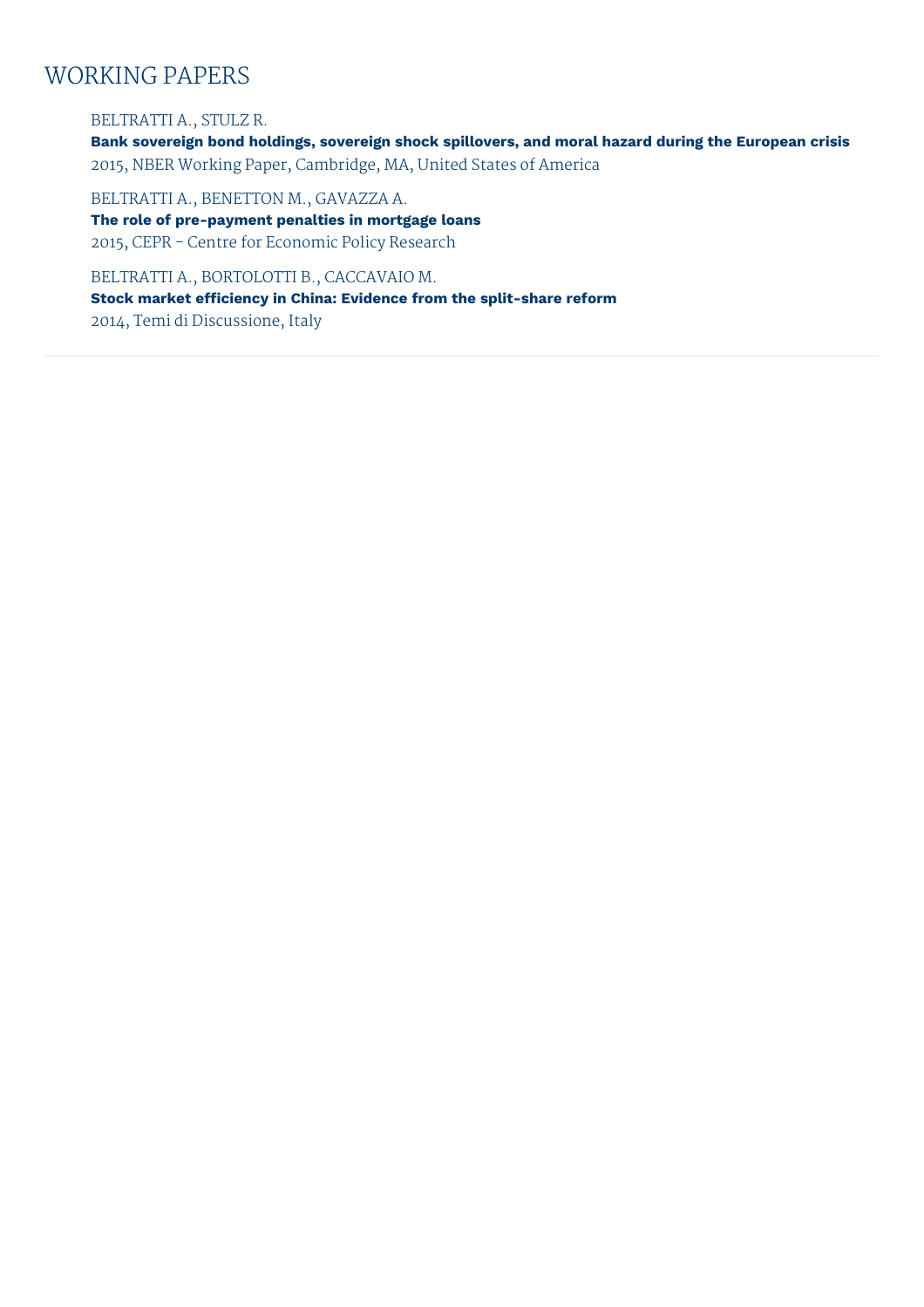## WORKING PAPERS

BELTRATTI A., STULZ R.
**Bank sovereign bond holdings, sovereign shock spillovers, and moral hazard during the European crisis**
2015, NBER Working Paper, Cambridge, MA, United States of America

BELTRATTI A., BENETTON M., GAVAZZA A.
**The role of pre-payment penalties in mortgage loans**
2015, CEPR - Centre for Economic Policy Research

BELTRATTI A., BORTOLOTTI B., CACCAVAIO M.
**Stock market efficiency in China: Evidence from the split-share reform**
2014, Temi di Discussione, Italy